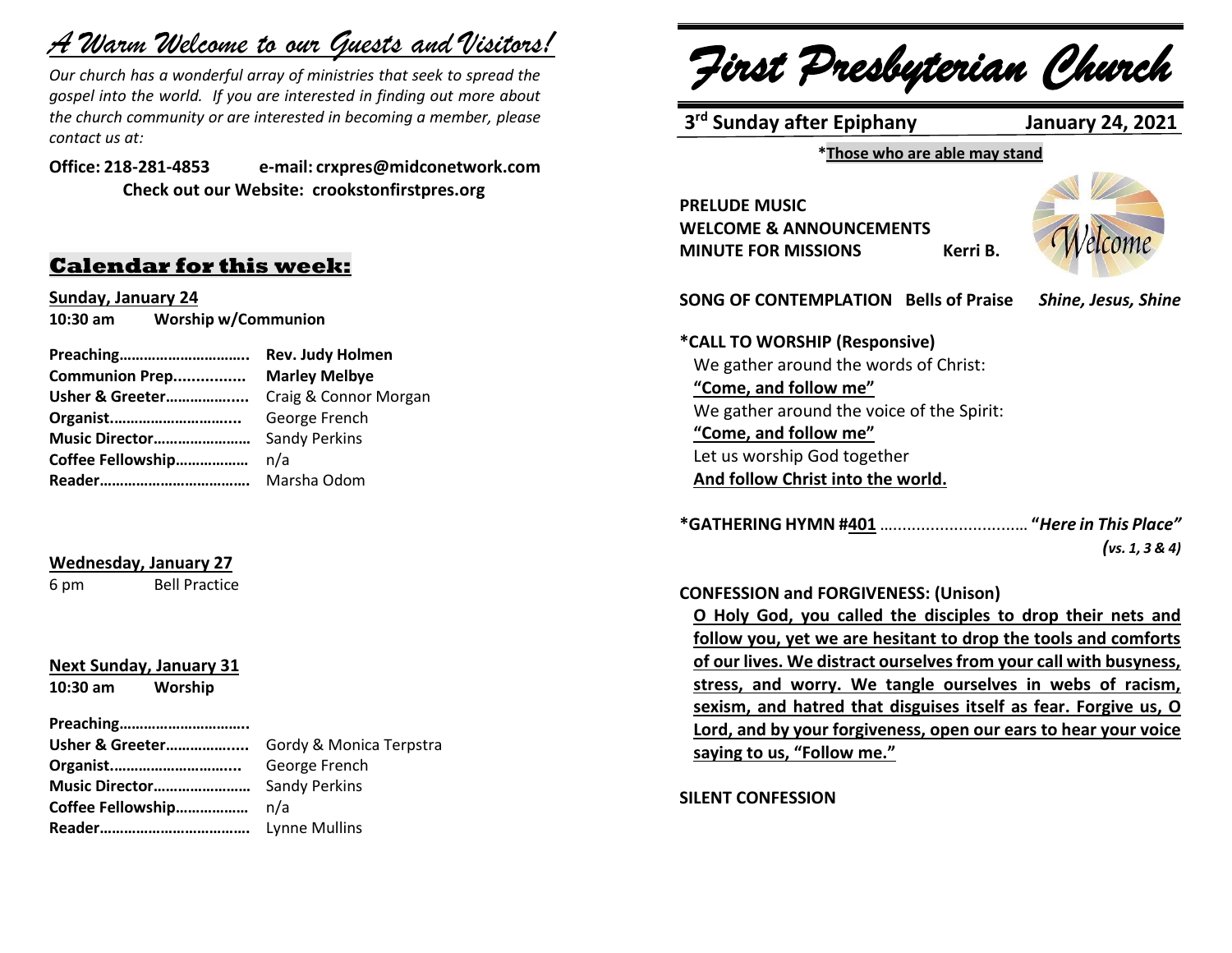# *A Warm Welcome to our Guests and Visitors!*

*Our church has a wonderful array of ministries that seek to spread the gospel into the world. If you are interested in finding out more about the church community or are interested in becoming a member, please contact us at:*

**Office: 218-281-4853 e-mail: crxpres@midconetwork.com**
**Check out our Website: crookstonfirstpres.org**

## Calendar for this week:

**Sunday, January 24**
**10:30 am Worship w/Communion**

| | |
|---|---|
| **Preaching…………………………..** | **Rev. Judy Holmen** |
| **Communion Prep................** | **Marley Melbye** |
| **Usher & Greeter………………....** | Craig & Connor Morgan |
| **Organist…………………………...** | George French |
| **Music Director……………………** | Sandy Perkins |
| **Coffee Fellowship………………** | n/a |
| **Reader………………………………** | Marsha Odom |

**Wednesday, January 27**
6 pm Bell Practice

**Next Sunday, January 31**
**10:30 am Worship**

| | |
|---|---|
| **Preaching…………………………..** | |
| **Usher & Greeter………………....** | Gordy & Monica Terpstra |
| **Organist…………………………...** | George French |
| **Music Director……………………** | Sandy Perkins |
| **Coffee Fellowship………………** | n/a |
| **Reader………………………………** | Lynne Mullins |

# *First Presbyterian Church*

**3rd Sunday after Epiphany January 24, 2021**

**\*Those who are able may stand**

**PRELUDE MUSIC**
**WELCOME & ANNOUNCEMENTS**
**MINUTE FOR MISSIONS Kerri B.**

**SONG OF CONTEMPLATION Bells of Praise** ***Shine, Jesus, Shine***

**\*CALL TO WORSHIP (Responsive)**
We gather around the words of Christ:
**"Come, and follow me"**
We gather around the voice of the Spirit:
**"Come, and follow me"**
Let us worship God together
**And follow Christ into the world.**

**\*GATHERING HYMN #401** …………………………… **"*Here in This Place"***
***(vs. 1, 3 & 4)***

**CONFESSION and FORGIVENESS: (Unison)**
**O Holy God, you called the disciples to drop their nets and follow you, yet we are hesitant to drop the tools and comforts of our lives. We distract ourselves from your call with busyness, stress, and worry. We tangle ourselves in webs of racism, sexism, and hatred that disguises itself as fear. Forgive us, O Lord, and by your forgiveness, open our ears to hear your voice saying to us, "Follow me."**

**SILENT CONFESSION**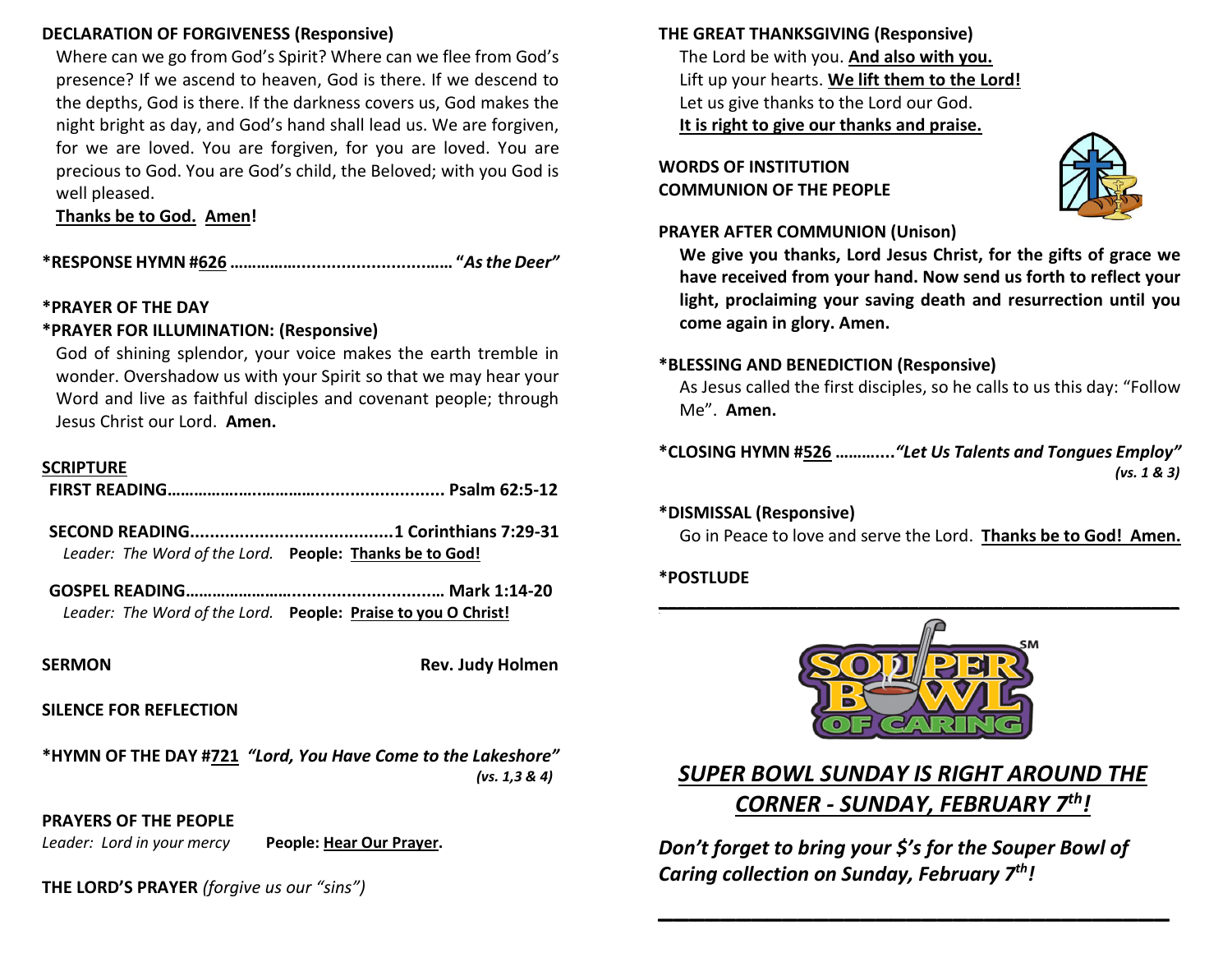**DECLARATION OF FORGIVENESS (Responsive)**

Where can we go from God's Spirit? Where can we flee from God's presence? If we ascend to heaven, God is there. If we descend to the depths, God is there. If the darkness covers us, God makes the night bright as day, and God's hand shall lead us. We are forgiven, for we are loved. You are forgiven, for you are loved. You are precious to God. You are God's child, the Beloved; with you God is well pleased.

**Thanks be to God. Amen!**

**\*RESPONSE HYMN #626 ……………........................…… *"As the Deer"***

**\*PRAYER OF THE DAY**

**\*PRAYER FOR ILLUMINATION: (Responsive)**

God of shining splendor, your voice makes the earth tremble in wonder. Overshadow us with your Spirit so that we may hear your Word and live as faithful disciples and covenant people; through Jesus Christ our Lord. **Amen.**

**SCRIPTURE**

**FIRST READING…………………..……….......................... Psalm 62:5-12**

**SECOND READING.........................................1 Corinthians 7:29-31**

*Leader: The Word of the Lord.* **People: Thanks be to God!**

**GOSPEL READING…………………..............................… Mark 1:14-20**

*Leader: The Word of the Lord.* **People: Praise to you O Christ!**

**SERMON** **Rev. Judy Holmen**

**SILENCE FOR REFLECTION**

**\*HYMN OF THE DAY #721 *"Lord, You Have Come to the Lakeshore"***
***(vs. 1,3 & 4)***

**PRAYERS OF THE PEOPLE**

*Leader: Lord in your mercy* **People: Hear Our Prayer.**

**THE LORD'S PRAYER** *(forgive us our "sins")*

**THE GREAT THANKSGIVING (Responsive)**

The Lord be with you. **And also with you.**
Lift up your hearts. **We lift them to the Lord!**
Let us give thanks to the Lord our God.
**It is right to give our thanks and praise.**

**WORDS OF INSTITUTION**
**COMMUNION OF THE PEOPLE**

**PRAYER AFTER COMMUNION (Unison)**

**We give you thanks, Lord Jesus Christ, for the gifts of grace we have received from your hand. Now send us forth to reflect your light, proclaiming your saving death and resurrection until you come again in glory. Amen.**

**\*BLESSING AND BENEDICTION (Responsive)**

As Jesus called the first disciples, so he calls to us this day: "Follow Me". **Amen.**

**\*CLOSING HYMN #526 ………...*"Let Us Talents and Tongues Employ"***
***(vs. 1 & 3)***

**\*DISMISSAL (Responsive)**

Go in Peace to love and serve the Lord. **Thanks be to God! Amen.**

**\*POSTLUDE**

---

SOUPER BOWL OF CARING℠

***SUPER BOWL SUNDAY IS RIGHT AROUND THE CORNER - SUNDAY, FEBRUARY 7th!***

***Don't forget to bring your $'s for the Souper Bowl of Caring collection on Sunday, February 7th!***

---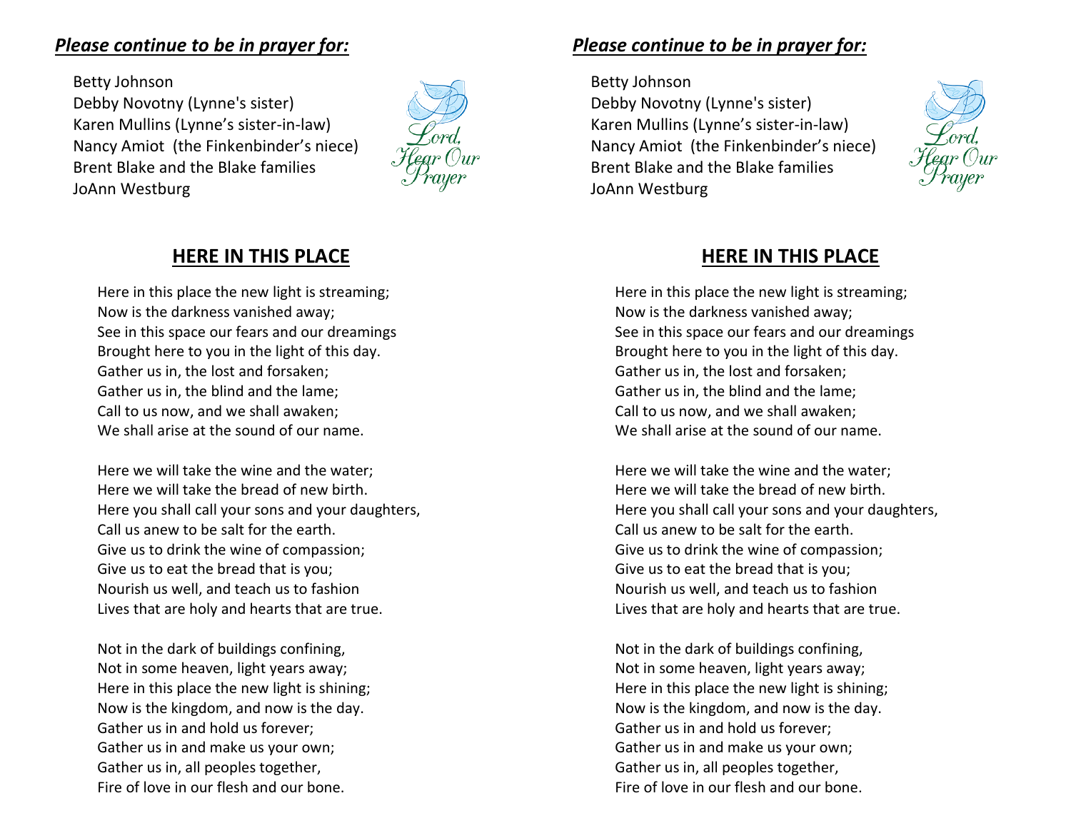## *Please continue to be in prayer for:*

Betty Johnson
Debby Novotny (Lynne's sister)
Karen Mullins (Lynne's sister-in-law)
Nancy Amiot (the Finkenbinder's niece)
Brent Blake and the Blake families
JoAnn Westburg

## HERE IN THIS PLACE

Here in this place the new light is streaming;
Now is the darkness vanished away;
See in this space our fears and our dreamings
Brought here to you in the light of this day.
Gather us in, the lost and forsaken;
Gather us in, the blind and the lame;
Call to us now, and we shall awaken;
We shall arise at the sound of our name.

Here we will take the wine and the water;
Here we will take the bread of new birth.
Here you shall call your sons and your daughters,
Call us anew to be salt for the earth.
Give us to drink the wine of compassion;
Give us to eat the bread that is you;
Nourish us well, and teach us to fashion
Lives that are holy and hearts that are true.

Not in the dark of buildings confining,
Not in some heaven, light years away;
Here in this place the new light is shining;
Now is the kingdom, and now is the day.
Gather us in and hold us forever;
Gather us in and make us your own;
Gather us in, all peoples together,
Fire of love in our flesh and our bone.

## *Please continue to be in prayer for:*

Betty Johnson
Debby Novotny (Lynne's sister)
Karen Mullins (Lynne's sister-in-law)
Nancy Amiot (the Finkenbinder's niece)
Brent Blake and the Blake families
JoAnn Westburg

## HERE IN THIS PLACE

Here in this place the new light is streaming;
Now is the darkness vanished away;
See in this space our fears and our dreamings
Brought here to you in the light of this day.
Gather us in, the lost and forsaken;
Gather us in, the blind and the lame;
Call to us now, and we shall awaken;
We shall arise at the sound of our name.

Here we will take the wine and the water;
Here we will take the bread of new birth.
Here you shall call your sons and your daughters,
Call us anew to be salt for the earth.
Give us to drink the wine of compassion;
Give us to eat the bread that is you;
Nourish us well, and teach us to fashion
Lives that are holy and hearts that are true.

Not in the dark of buildings confining,
Not in some heaven, light years away;
Here in this place the new light is shining;
Now is the kingdom, and now is the day.
Gather us in and hold us forever;
Gather us in and make us your own;
Gather us in, all peoples together,
Fire of love in our flesh and our bone.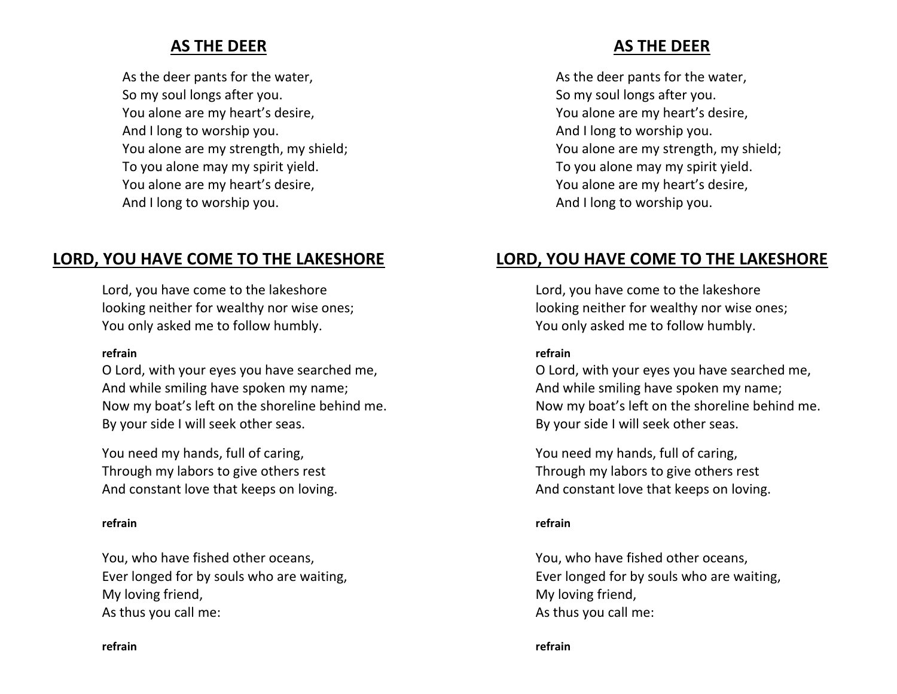## AS THE DEER

As the deer pants for the water,
So my soul longs after you.
You alone are my heart's desire,
And I long to worship you.
You alone are my strength, my shield;
To you alone may my spirit yield.
You alone are my heart's desire,
And I long to worship you.

## LORD, YOU HAVE COME TO THE LAKESHORE

Lord, you have come to the lakeshore
looking neither for wealthy nor wise ones;
You only asked me to follow humbly.

**refrain**
O Lord, with your eyes you have searched me,
And while smiling have spoken my name;
Now my boat's left on the shoreline behind me.
By your side I will seek other seas.

You need my hands, full of caring,
Through my labors to give others rest
And constant love that keeps on loving.

**refrain**

You, who have fished other oceans,
Ever longed for by souls who are waiting,
My loving friend,
As thus you call me:

**refrain**

## AS THE DEER

As the deer pants for the water,
So my soul longs after you.
You alone are my heart's desire,
And I long to worship you.
You alone are my strength, my shield;
To you alone may my spirit yield.
You alone are my heart's desire,
And I long to worship you.

## LORD, YOU HAVE COME TO THE LAKESHORE

Lord, you have come to the lakeshore
looking neither for wealthy nor wise ones;
You only asked me to follow humbly.

**refrain**
O Lord, with your eyes you have searched me,
And while smiling have spoken my name;
Now my boat's left on the shoreline behind me.
By your side I will seek other seas.

You need my hands, full of caring,
Through my labors to give others rest
And constant love that keeps on loving.

**refrain**

You, who have fished other oceans,
Ever longed for by souls who are waiting,
My loving friend,
As thus you call me:

**refrain**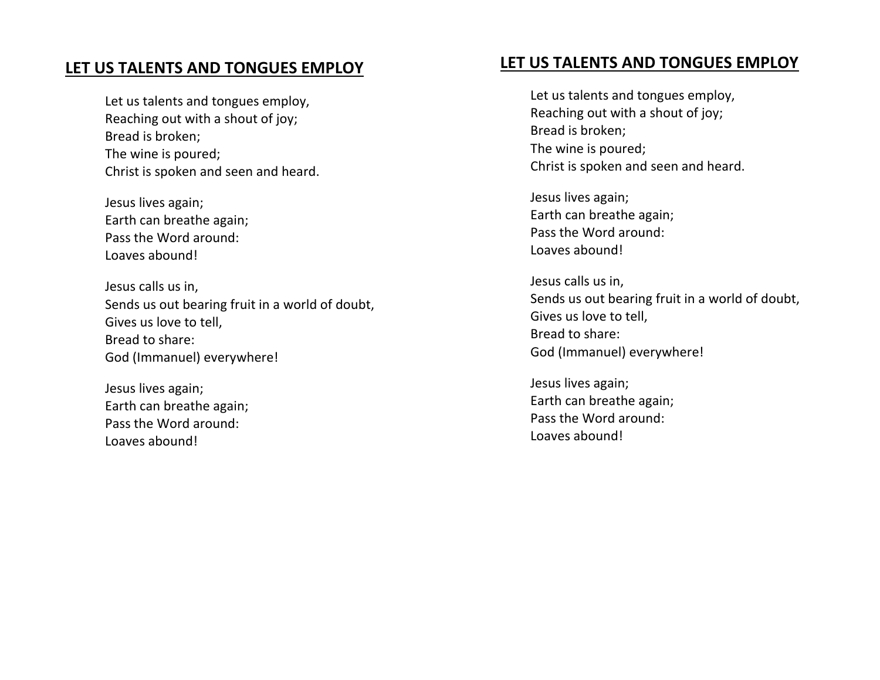## LET US TALENTS AND TONGUES EMPLOY

Let us talents and tongues employ,
Reaching out with a shout of joy;
Bread is broken;
The wine is poured;
Christ is spoken and seen and heard.

Jesus lives again;
Earth can breathe again;
Pass the Word around:
Loaves abound!

Jesus calls us in,
Sends us out bearing fruit in a world of doubt,
Gives us love to tell,
Bread to share:
God (Immanuel) everywhere!

Jesus lives again;
Earth can breathe again;
Pass the Word around:
Loaves abound!

## LET US TALENTS AND TONGUES EMPLOY

Let us talents and tongues employ,
Reaching out with a shout of joy;
Bread is broken;
The wine is poured;
Christ is spoken and seen and heard.

Jesus lives again;
Earth can breathe again;
Pass the Word around:
Loaves abound!

Jesus calls us in,
Sends us out bearing fruit in a world of doubt,
Gives us love to tell,
Bread to share:
God (Immanuel) everywhere!

Jesus lives again;
Earth can breathe again;
Pass the Word around:
Loaves abound!